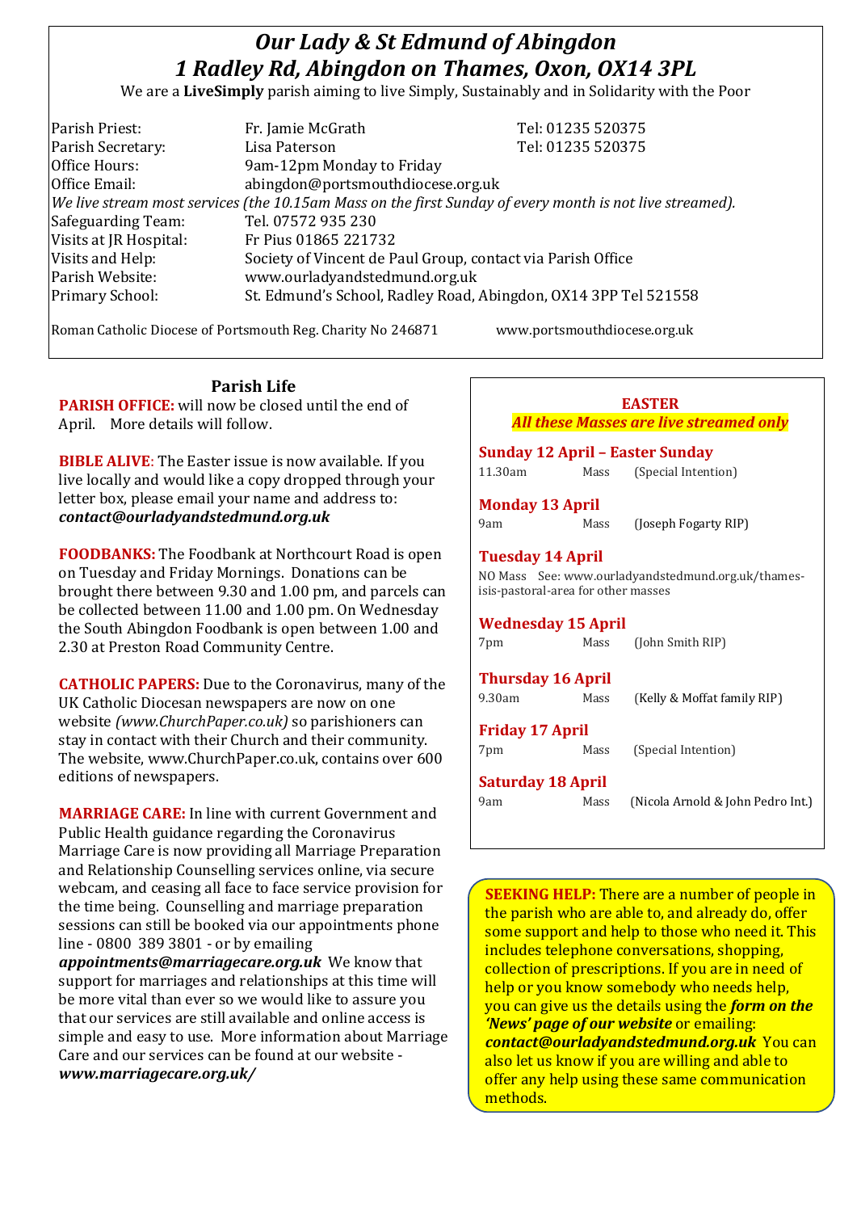# *Our Lady & St Edmund of Abingdon*
# *1 Radley Rd, Abingdon on Thames, Oxon, OX14 3PL*

We are a **LiveSimply** parish aiming to live Simply, Sustainably and in Solidarity with the Poor

| | | |
|---|---|---|
| Parish Priest: | Fr. Jamie McGrath | Tel: 01235 520375 |
| Parish Secretary: | Lisa Paterson | Tel: 01235 520375 |
| Office Hours: | 9am-12pm Monday to Friday | |
| Office Email: | abingdon@portsmouthdiocese.org.uk | |

*We live stream most services (the 10.15am Mass on the first Sunday of every month is not live streamed).*

| | |
|---|---|
| Safeguarding Team: | Tel. 07572 935 230 |
| Visits at JR Hospital: | Fr Pius 01865 221732 |
| Visits and Help: | Society of Vincent de Paul Group, contact via Parish Office |
| Parish Website: | www.ourladyandstedmund.org.uk |
| Primary School: | St. Edmund's School, Radley Road, Abingdon, OX14 3PP Tel 521558 |

Roman Catholic Diocese of Portsmouth Reg. Charity No 246871 www.portsmouthdiocese.org.uk

## Parish Life

**PARISH OFFICE:** will now be closed until the end of April. More details will follow.

**BIBLE ALIVE**: The Easter issue is now available. If you live locally and would like a copy dropped through your letter box, please email your name and address to: ***contact@ourladyandstedmund.org.uk***

**FOODBANKS:** The Foodbank at Northcourt Road is open on Tuesday and Friday Mornings. Donations can be brought there between 9.30 and 1.00 pm, and parcels can be collected between 11.00 and 1.00 pm. On Wednesday the South Abingdon Foodbank is open between 1.00 and 2.30 at Preston Road Community Centre.

**CATHOLIC PAPERS:** Due to the Coronavirus, many of the UK Catholic Diocesan newspapers are now on one website *(www.ChurchPaper.co.uk)* so parishioners can stay in contact with their Church and their community. The website, www.ChurchPaper.co.uk, contains over 600 editions of newspapers.

**MARRIAGE CARE:** In line with current Government and Public Health guidance regarding the Coronavirus Marriage Care is now providing all Marriage Preparation and Relationship Counselling services online, via secure webcam, and ceasing all face to face service provision for the time being. Counselling and marriage preparation sessions can still be booked via our appointments phone line - 0800 389 3801 - or by emailing ***appointments@marriagecare.org.uk*** We know that support for marriages and relationships at this time will be more vital than ever so we would like to assure you that our services are still available and online access is simple and easy to use. More information about Marriage Care and our services can be found at our website - ***www.marriagecare.org.uk/***

## EASTER

***All these Masses are live streamed only***

**Sunday 12 April – Easter Sunday**
11.30am Mass (Special Intention)

**Monday 13 April**
9am Mass (Joseph Fogarty RIP)

**Tuesday 14 April**
NO Mass See: www.ourladyandstedmund.org.uk/thames-isis-pastoral-area for other masses

**Wednesday 15 April**
7pm Mass (John Smith RIP)

**Thursday 16 April**
9.30am Mass (Kelly & Moffat family RIP)

**Friday 17 April**
7pm Mass (Special Intention)

**Saturday 18 April**
9am Mass (Nicola Arnold & John Pedro Int.)

**SEEKING HELP:** There are a number of people in the parish who are able to, and already do, offer some support and help to those who need it. This includes telephone conversations, shopping, collection of prescriptions. If you are in need of help or you know somebody who needs help, you can give us the details using the ***form on the 'News' page of our website*** or emailing: ***contact@ourladyandstedmund.org.uk*** You can also let us know if you are willing and able to offer any help using these same communication methods.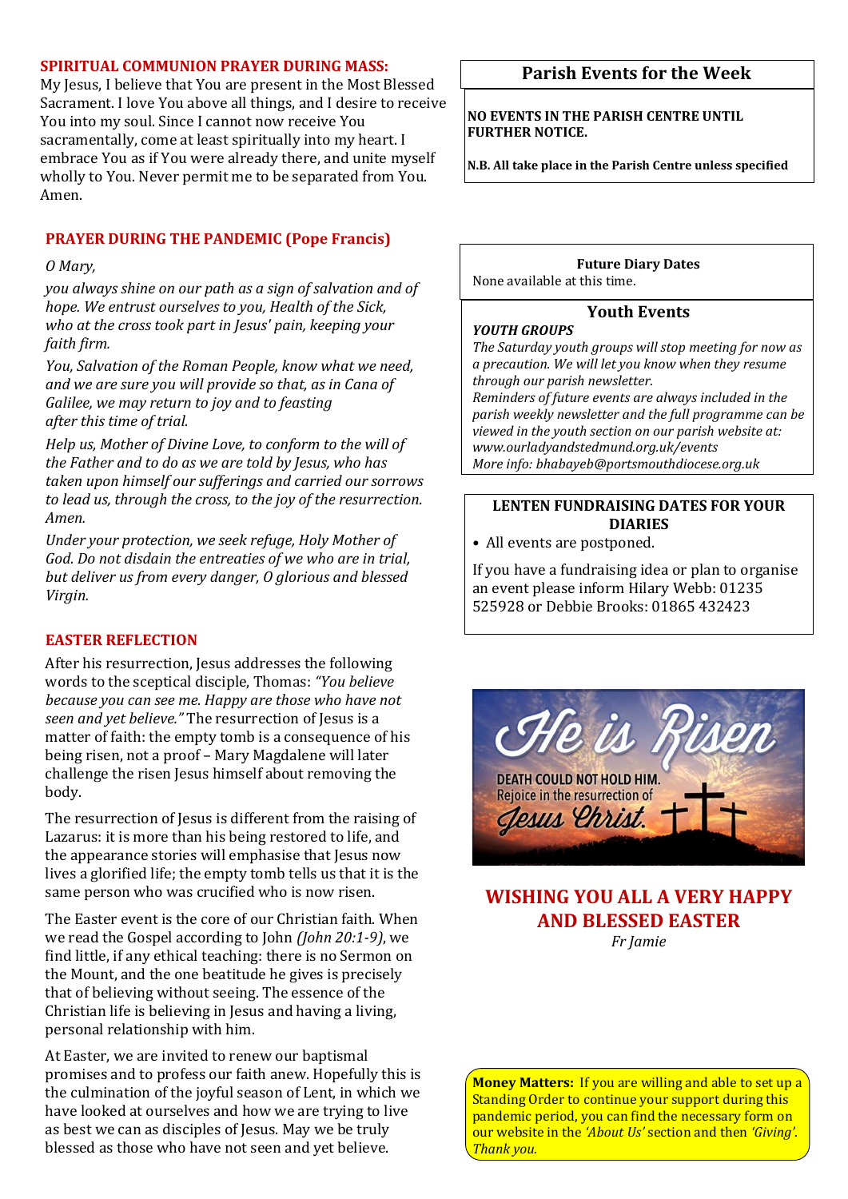## SPIRITUAL COMMUNION PRAYER DURING MASS:

My Jesus, I believe that You are present in the Most Blessed Sacrament. I love You above all things, and I desire to receive You into my soul. Since I cannot now receive You sacramentally, come at least spiritually into my heart. I embrace You as if You were already there, and unite myself wholly to You. Never permit me to be separated from You. Amen.

## PRAYER DURING THE PANDEMIC (Pope Francis)

*O Mary,*

*you always shine on our path as a sign of salvation and of hope. We entrust ourselves to you, Health of the Sick, who at the cross took part in Jesus' pain, keeping your faith firm.*

*You, Salvation of the Roman People, know what we need, and we are sure you will provide so that, as in Cana of Galilee, we may return to joy and to feasting after this time of trial.*

*Help us, Mother of Divine Love, to conform to the will of the Father and to do as we are told by Jesus, who has taken upon himself our sufferings and carried our sorrows to lead us, through the cross, to the joy of the resurrection. Amen.*

*Under your protection, we seek refuge, Holy Mother of God. Do not disdain the entreaties of we who are in trial, but deliver us from every danger, O glorious and blessed Virgin.*

## EASTER REFLECTION

After his resurrection, Jesus addresses the following words to the sceptical disciple, Thomas: *"You believe because you can see me. Happy are those who have not seen and yet believe."* The resurrection of Jesus is a matter of faith: the empty tomb is a consequence of his being risen, not a proof – Mary Magdalene will later challenge the risen Jesus himself about removing the body.

The resurrection of Jesus is different from the raising of Lazarus: it is more than his being restored to life, and the appearance stories will emphasise that Jesus now lives a glorified life; the empty tomb tells us that it is the same person who was crucified who is now risen.

The Easter event is the core of our Christian faith. When we read the Gospel according to John *(John 20:1-9)*, we find little, if any ethical teaching: there is no Sermon on the Mount, and the one beatitude he gives is precisely that of believing without seeing. The essence of the Christian life is believing in Jesus and having a living, personal relationship with him.

At Easter, we are invited to renew our baptismal promises and to profess our faith anew. Hopefully this is the culmination of the joyful season of Lent, in which we have looked at ourselves and how we are trying to live as best we can as disciples of Jesus. May we be truly blessed as those who have not seen and yet believe.

## Parish Events for the Week

**NO EVENTS IN THE PARISH CENTRE UNTIL FURTHER NOTICE.**

**N.B. All take place in the Parish Centre unless specified**

**Future Diary Dates**

None available at this time.

## Youth Events

***YOUTH GROUPS***

*The Saturday youth groups will stop meeting for now as a precaution. We will let you know when they resume through our parish newsletter.*

*Reminders of future events are always included in the parish weekly newsletter and the full programme can be viewed in the youth section on our parish website at: www.ourladyandstedmund.org.uk/events*

*More info: bhabayeb@portsmouthdiocese.org.uk*

**LENTEN FUNDRAISING DATES FOR YOUR DIARIES**

- All events are postponed.

If you have a fundraising idea or plan to organise an event please inform Hilary Webb: 01235 525928 or Debbie Brooks: 01865 432423

He is Risen

DEATH COULD NOT HOLD HIM.
Rejoice in the resurrection of
Jesus Christ.

## WISHING YOU ALL A VERY HAPPY AND BLESSED EASTER

*Fr Jamie*

**Money Matters:** If you are willing and able to set up a Standing Order to continue your support during this pandemic period, you can find the necessary form on our website in the *'About Us'* section and then *'Giving'*. *Thank you.*